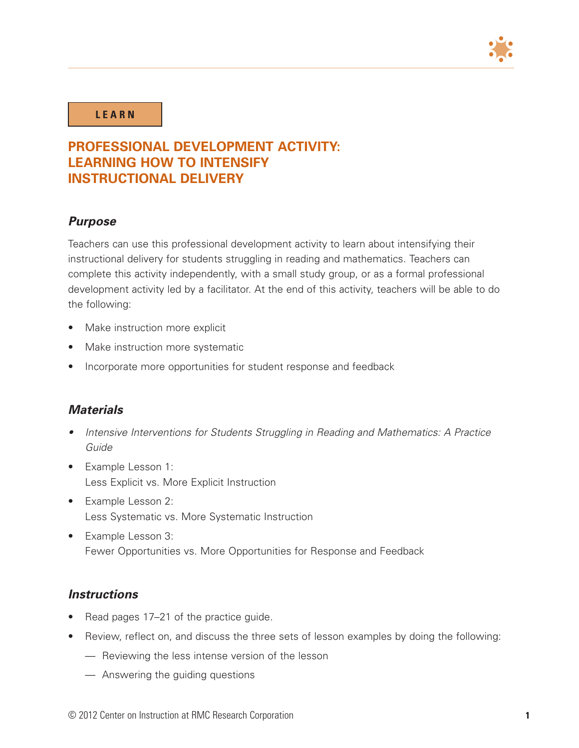**LEARN**

# PROFESSIONAL DEVELOPMENT ACTIVITY: LEARNING HOW TO INTENSIFY INSTRUCTIONAL DELIVERY

## *Purpose*

Teachers can use this professional development activity to learn about intensifying their instructional delivery for students struggling in reading and mathematics. Teachers can complete this activity independently, with a small study group, or as a formal professional development activity led by a facilitator. At the end of this activity, teachers will be able to do the following:

- Make instruction more explicit
- Make instruction more systematic
- Incorporate more opportunities for student response and feedback

## *Materials*

- *Intensive Interventions for Students Struggling in Reading and Mathematics: A Practice Guide*
- Example Lesson 1:
  Less Explicit vs. More Explicit Instruction
- Example Lesson 2:
  Less Systematic vs. More Systematic Instruction
- Example Lesson 3:
  Fewer Opportunities vs. More Opportunities for Response and Feedback

## *Instructions*

- Read pages 17–21 of the practice guide.
- Review, reflect on, and discuss the three sets of lesson examples by doing the following:
  - Reviewing the less intense version of the lesson
  - Answering the guiding questions

© 2012 Center on Instruction at RMC Research Corporation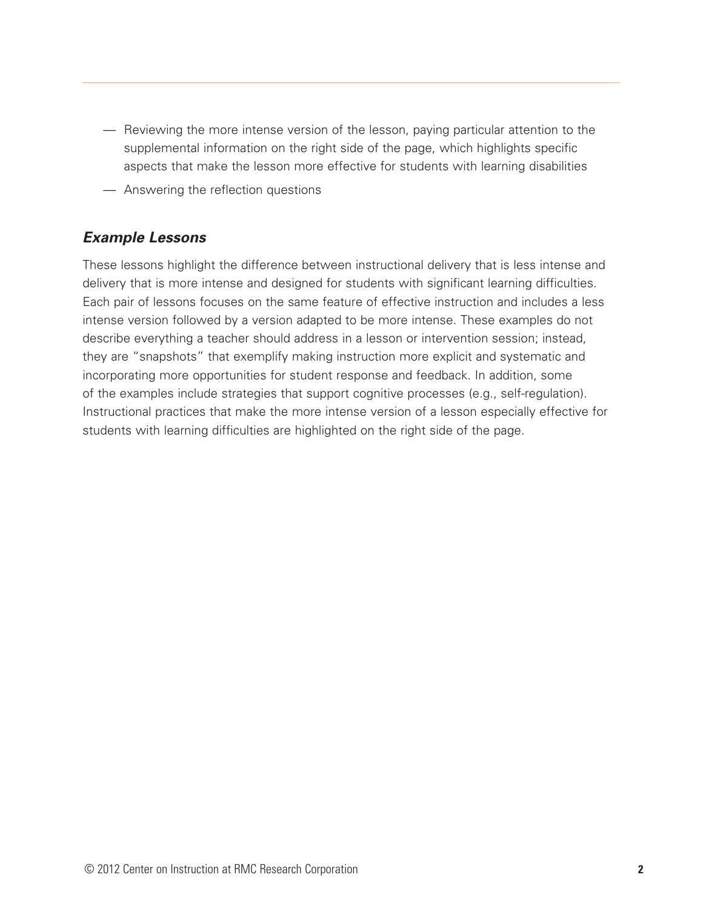- Reviewing the more intense version of the lesson, paying particular attention to the supplemental information on the right side of the page, which highlights specific aspects that make the lesson more effective for students with learning disabilities
- Answering the reflection questions

### *Example Lessons*

These lessons highlight the difference between instructional delivery that is less intense and delivery that is more intense and designed for students with significant learning difficulties. Each pair of lessons focuses on the same feature of effective instruction and includes a less intense version followed by a version adapted to be more intense. These examples do not describe everything a teacher should address in a lesson or intervention session; instead, they are "snapshots" that exemplify making instruction more explicit and systematic and incorporating more opportunities for student response and feedback. In addition, some of the examples include strategies that support cognitive processes (e.g., self-regulation). Instructional practices that make the more intense version of a lesson especially effective for students with learning difficulties are highlighted on the right side of the page.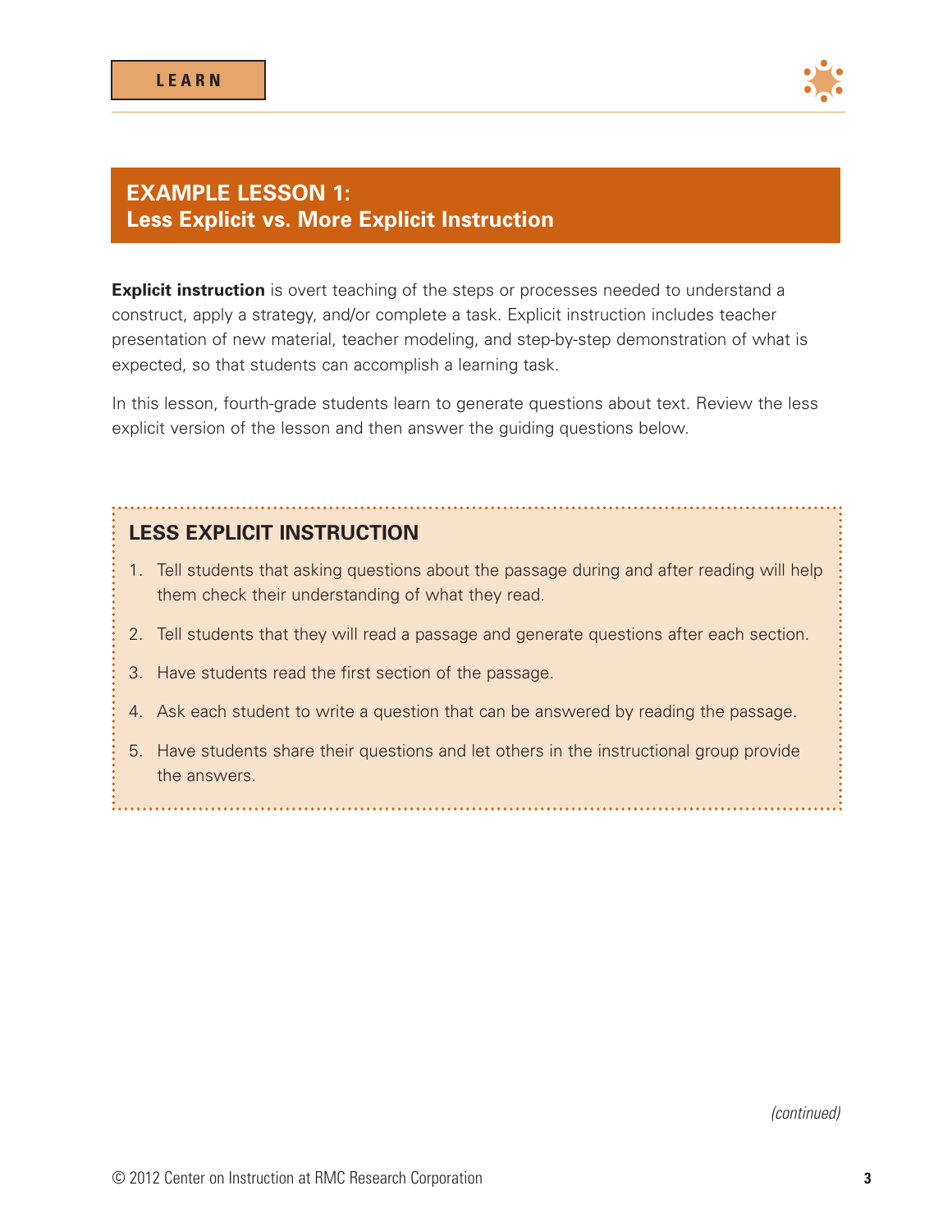LEARN

## EXAMPLE LESSON 1: Less Explicit vs. More Explicit Instruction

**Explicit instruction** is overt teaching of the steps or processes needed to understand a construct, apply a strategy, and/or complete a task. Explicit instruction includes teacher presentation of new material, teacher modeling, and step-by-step demonstration of what is expected, so that students can accomplish a learning task.

In this lesson, fourth-grade students learn to generate questions about text. Review the less explicit version of the lesson and then answer the guiding questions below.

### LESS EXPLICIT INSTRUCTION

1. Tell students that asking questions about the passage during and after reading will help them check their understanding of what they read.
2. Tell students that they will read a passage and generate questions after each section.
3. Have students read the first section of the passage.
4. Ask each student to write a question that can be answered by reading the passage.
5. Have students share their questions and let others in the instructional group provide the answers.

*(continued)*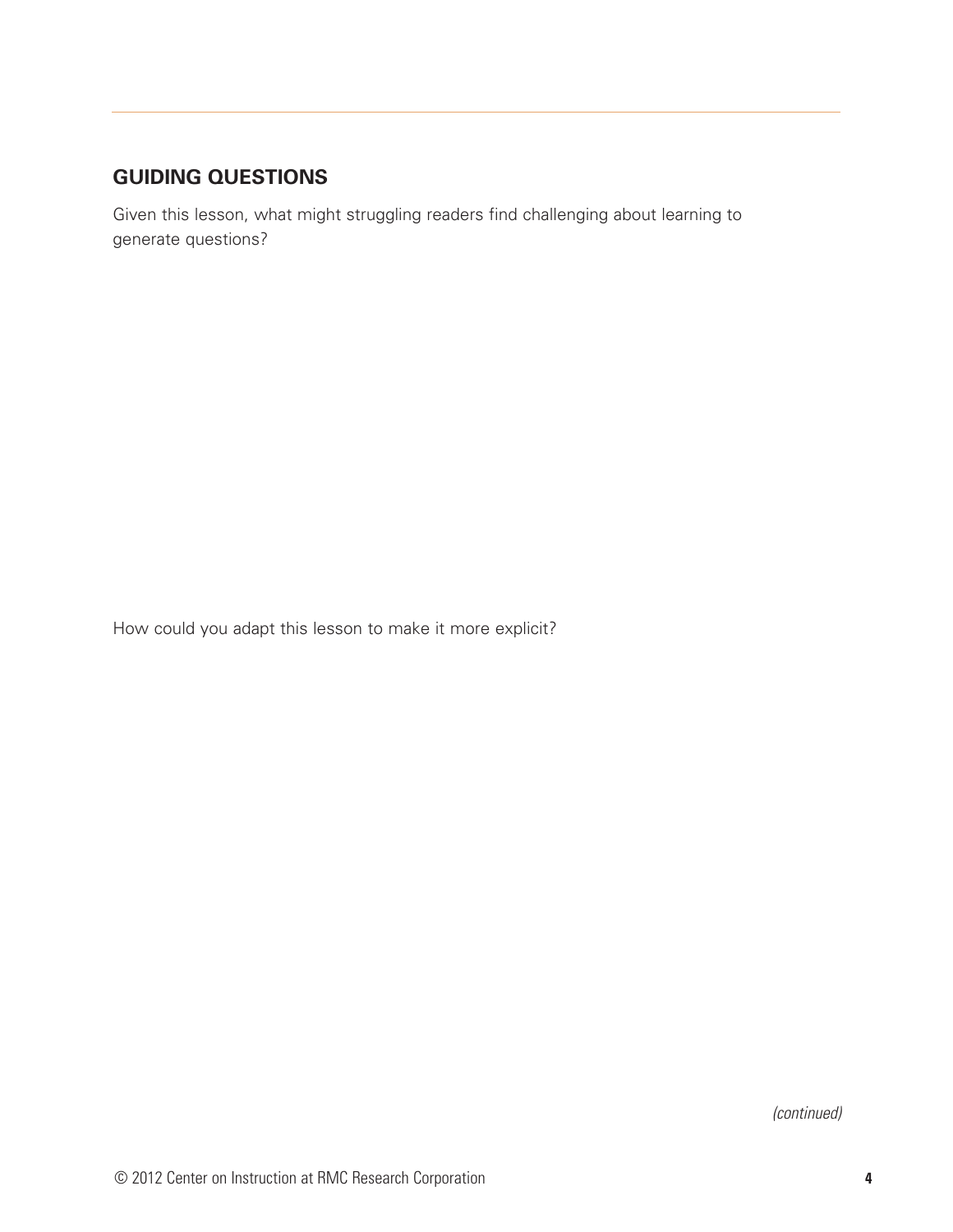## GUIDING QUESTIONS

Given this lesson, what might struggling readers find challenging about learning to generate questions?

How could you adapt this lesson to make it more explicit?

*(continued)*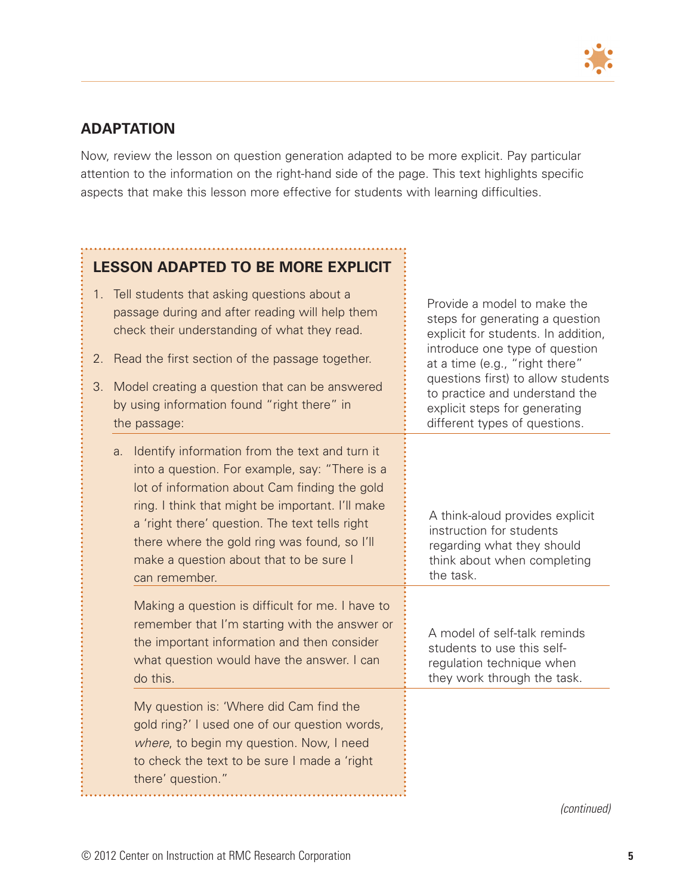## ADAPTATION

Now, review the lesson on question generation adapted to be more explicit. Pay particular attention to the information on the right-hand side of the page. This text highlights specific aspects that make this lesson more effective for students with learning difficulties.

| LESSON ADAPTED TO BE MORE EXPLICIT | |
|---|---|
| 1. Tell students that asking questions about a passage during and after reading will help them check their understanding of what they read.<br>2. Read the first section of the passage together.<br>3. Model creating a question that can be answered by using information found "right there" in the passage: | Provide a model to make the steps for generating a question explicit for students. In addition, introduce one type of question at a time (e.g., "right there" questions first) to allow students to practice and understand the explicit steps for generating different types of questions. |
| a. Identify information from the text and turn it into a question. For example, say: "There is a lot of information about Cam finding the gold ring. I think that might be important. I'll make a 'right there' question. The text tells right there where the gold ring was found, so I'll make a question about that to be sure I can remember. | A think-aloud provides explicit instruction for students regarding what they should think about when completing the task. |
| Making a question is difficult for me. I have to remember that I'm starting with the answer or the important information and then consider what question would have the answer. I can do this. | A model of self-talk reminds students to use this self-regulation technique when they work through the task. |
| My question is: 'Where did Cam find the gold ring?' I used one of our question words, *where*, to begin my question. Now, I need to check the text to be sure I made a 'right there' question." | |

*(continued)*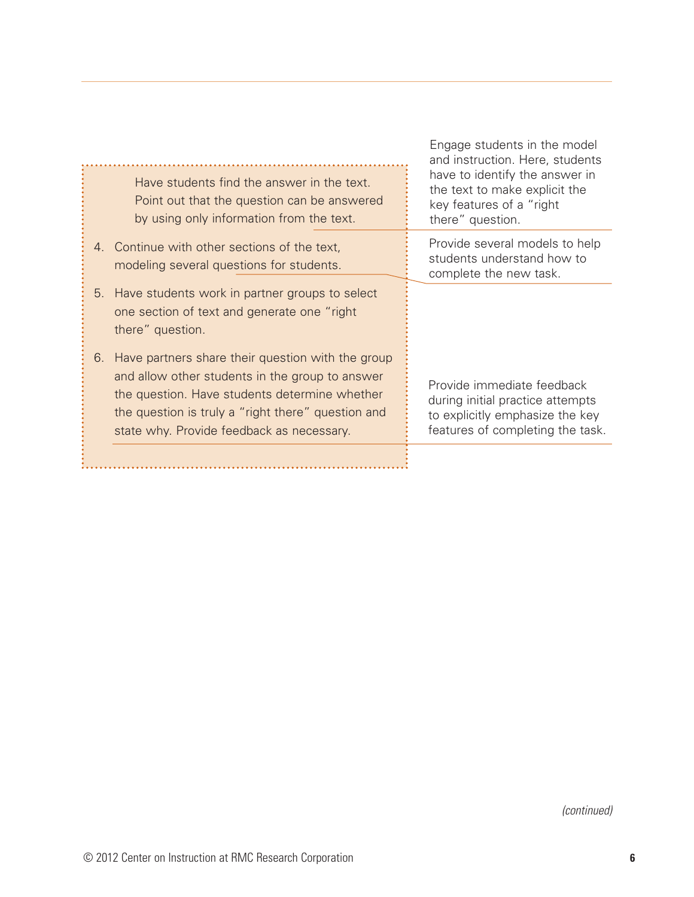Have students find the answer in the text. Point out that the question can be answered by using only information from the text.

*Engage students in the model and instruction. Here, students have to identify the answer in the text to make explicit the key features of a "right there" question.*

4. Continue with other sections of the text, modeling several questions for students.

*Provide several models to help students understand how to complete the new task.*

5. Have students work in partner groups to select one section of text and generate one "right there" question.
6. Have partners share their question with the group and allow other students in the group to answer the question. Have students determine whether the question is truly a "right there" question and state why. Provide feedback as necessary.

*Provide immediate feedback during initial practice attempts to explicitly emphasize the key features of completing the task.*

*(continued)*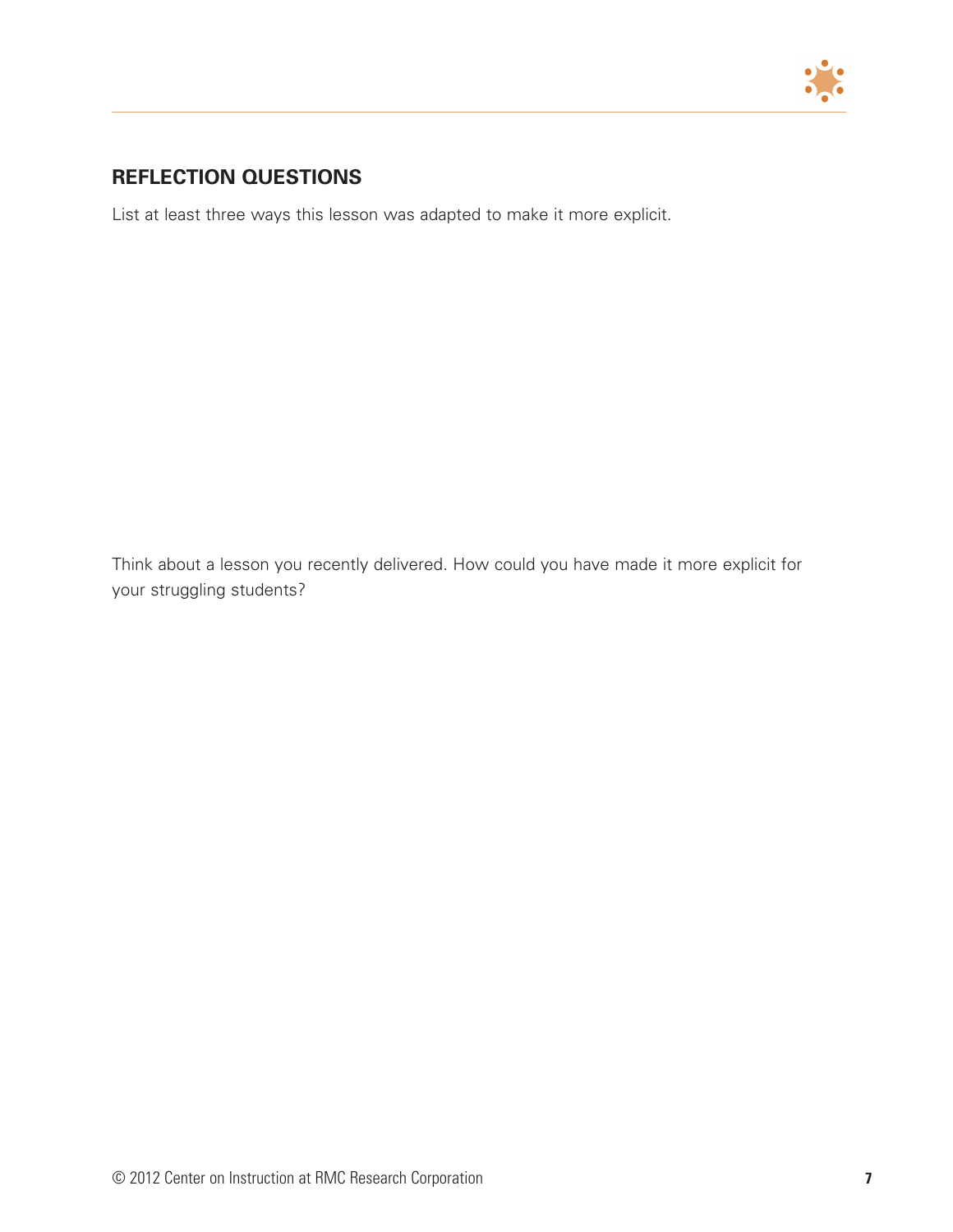## REFLECTION QUESTIONS

List at least three ways this lesson was adapted to make it more explicit.

Think about a lesson you recently delivered. How could you have made it more explicit for your struggling students?

© 2012 Center on Instruction at RMC Research Corporation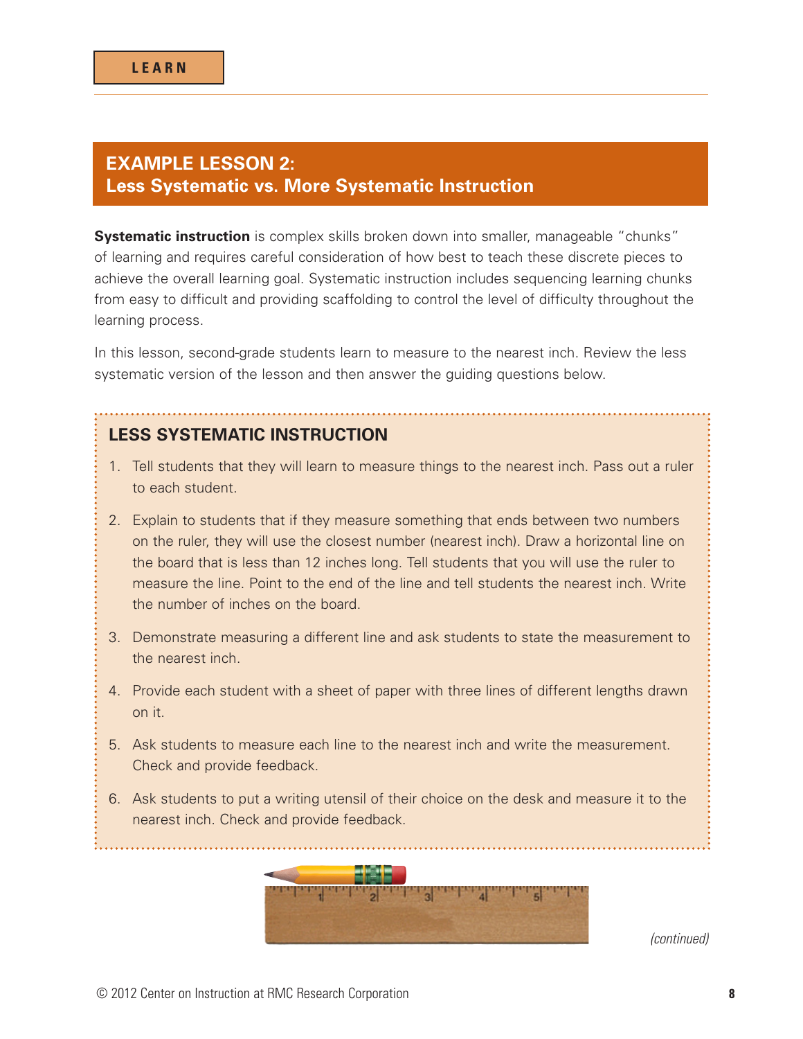LEARN

## EXAMPLE LESSON 2: Less Systematic vs. More Systematic Instruction

**Systematic instruction** is complex skills broken down into smaller, manageable "chunks" of learning and requires careful consideration of how best to teach these discrete pieces to achieve the overall learning goal. Systematic instruction includes sequencing learning chunks from easy to difficult and providing scaffolding to control the level of difficulty throughout the learning process.

In this lesson, second-grade students learn to measure to the nearest inch. Review the less systematic version of the lesson and then answer the guiding questions below.

### LESS SYSTEMATIC INSTRUCTION

1. Tell students that they will learn to measure things to the nearest inch. Pass out a ruler to each student.
2. Explain to students that if they measure something that ends between two numbers on the ruler, they will use the closest number (nearest inch). Draw a horizontal line on the board that is less than 12 inches long. Tell students that you will use the ruler to measure the line. Point to the end of the line and tell students the nearest inch. Write the number of inches on the board.
3. Demonstrate measuring a different line and ask students to state the measurement to the nearest inch.
4. Provide each student with a sheet of paper with three lines of different lengths drawn on it.
5. Ask students to measure each line to the nearest inch and write the measurement. Check and provide feedback.
6. Ask students to put a writing utensil of their choice on the desk and measure it to the nearest inch. Check and provide feedback.

*(continued)*

© 2012 Center on Instruction at RMC Research Corporation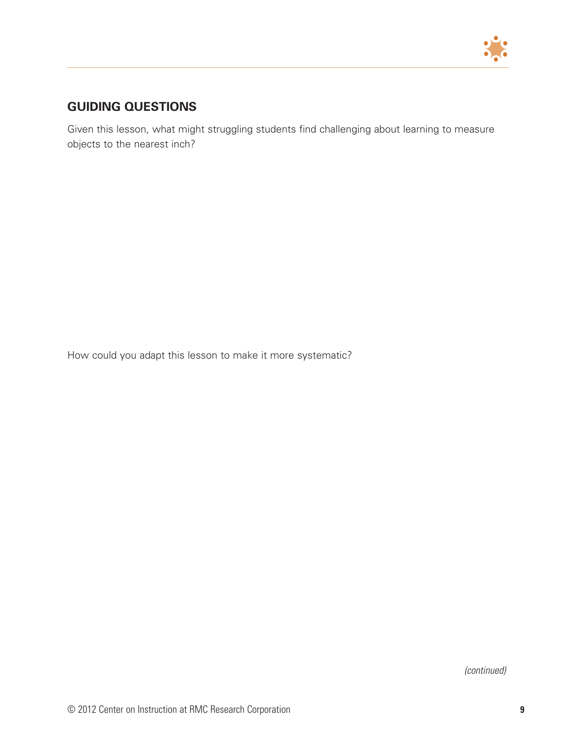## GUIDING QUESTIONS

Given this lesson, what might struggling students find challenging about learning to measure objects to the nearest inch?

How could you adapt this lesson to make it more systematic?

*(continued)*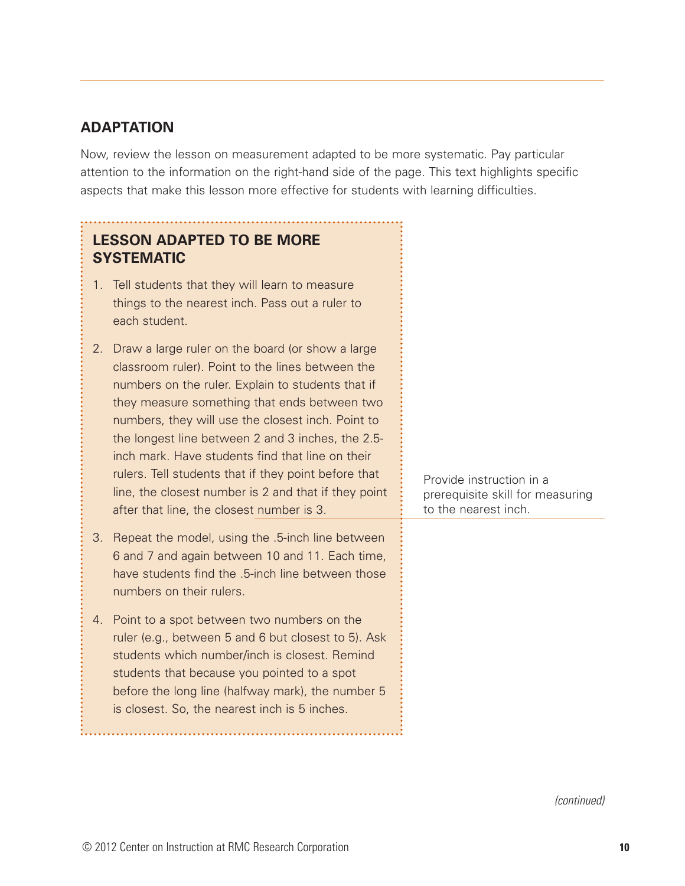## ADAPTATION

Now, review the lesson on measurement adapted to be more systematic. Pay particular attention to the information on the right-hand side of the page. This text highlights specific aspects that make this lesson more effective for students with learning difficulties.

### LESSON ADAPTED TO BE MORE SYSTEMATIC

1. Tell students that they will learn to measure things to the nearest inch. Pass out a ruler to each student.

2. Draw a large ruler on the board (or show a large classroom ruler). Point to the lines between the numbers on the ruler. Explain to students that if they measure something that ends between two numbers, they will use the closest inch. Point to the longest line between 2 and 3 inches, the 2.5-inch mark. Have students find that line on their rulers. Tell students that if they point before that line, the closest number is 2 and that if they point after that line, the closest number is 3.

   *Provide instruction in a prerequisite skill for measuring to the nearest inch.*

3. Repeat the model, using the .5-inch line between 6 and 7 and again between 10 and 11. Each time, have students find the .5-inch line between those numbers on their rulers.

4. Point to a spot between two numbers on the ruler (e.g., between 5 and 6 but closest to 5). Ask students which number/inch is closest. Remind students that because you pointed to a spot before the long line (halfway mark), the number 5 is closest. So, the nearest inch is 5 inches.

*(continued)*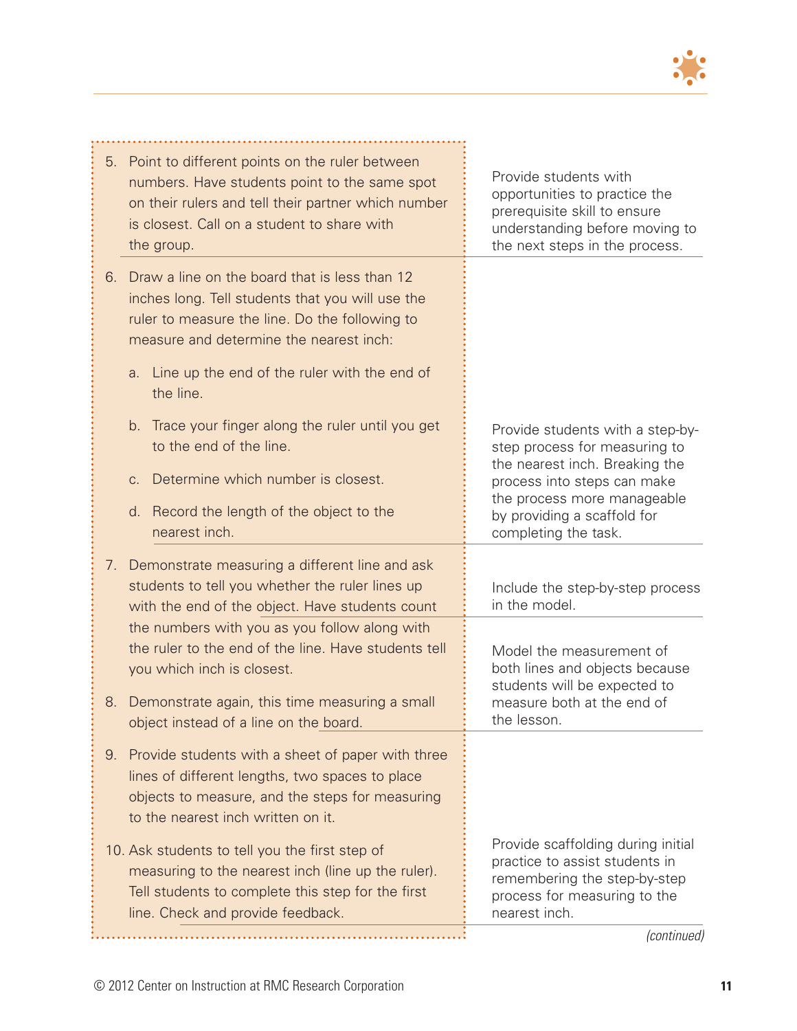| | |
|---|---|
| 5. Point to different points on the ruler between numbers. Have students point to the same spot on their rulers and tell their partner which number is closest. Call on a student to share with the group. | Provide students with opportunities to practice the prerequisite skill to ensure understanding before moving to the next steps in the process. |
| 6. Draw a line on the board that is less than 12 inches long. Tell students that you will use the ruler to measure the line. Do the following to measure and determine the nearest inch:<br>a. Line up the end of the ruler with the end of the line.<br>b. Trace your finger along the ruler until you get to the end of the line.<br>c. Determine which number is closest.<br>d. Record the length of the object to the nearest inch. | Provide students with a step-by-step process for measuring to the nearest inch. Breaking the process into steps can make the process more manageable by providing a scaffold for completing the task. |
| 7. Demonstrate measuring a different line and ask students to tell you whether the ruler lines up with the end of the object. Have students count the numbers with you as you follow along with the ruler to the end of the line. Have students tell you which inch is closest. | Include the step-by-step process in the model. |
| 8. Demonstrate again, this time measuring a small object instead of a line on the board. | Model the measurement of both lines and objects because students will be expected to measure both at the end of the lesson. |
| 9. Provide students with a sheet of paper with three lines of different lengths, two spaces to place objects to measure, and the steps for measuring to the nearest inch written on it.<br>10. Ask students to tell you the first step of measuring to the nearest inch (line up the ruler). Tell students to complete this step for the first line. Check and provide feedback. | Provide scaffolding during initial practice to assist students in remembering the step-by-step process for measuring to the nearest inch. |

*(continued)*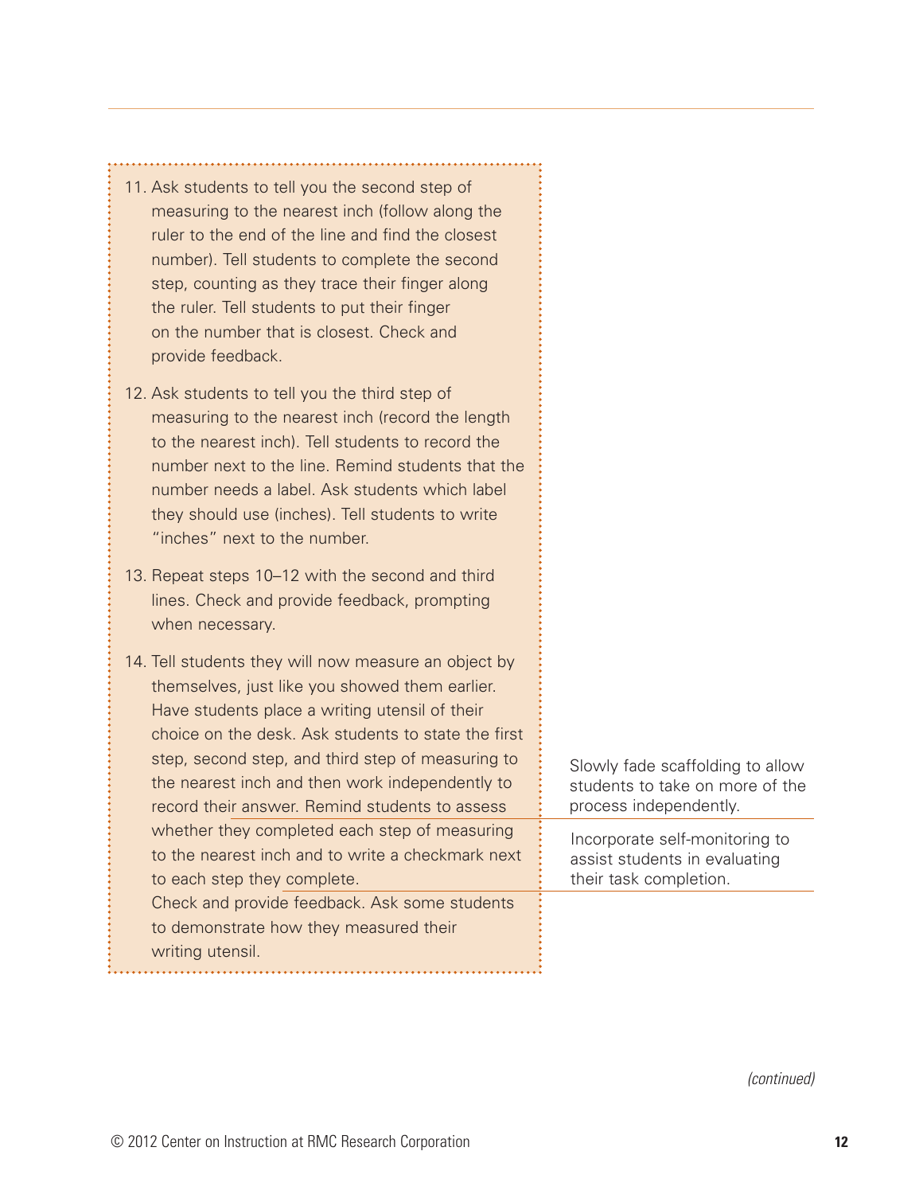11. Ask students to tell you the second step of measuring to the nearest inch (follow along the ruler to the end of the line and find the closest number). Tell students to complete the second step, counting as they trace their finger along the ruler. Tell students to put their finger on the number that is closest. Check and provide feedback.

12. Ask students to tell you the third step of measuring to the nearest inch (record the length to the nearest inch). Tell students to record the number next to the line. Remind students that the number needs a label. Ask students which label they should use (inches). Tell students to write "inches" next to the number.

13. Repeat steps 10–12 with the second and third lines. Check and provide feedback, prompting when necessary.

14. Tell students they will now measure an object by themselves, just like you showed them earlier. Have students place a writing utensil of their choice on the desk. Ask students to state the first step, second step, and third step of measuring to the nearest inch and then work independently to record their answer. Remind students to assess whether they completed each step of measuring to the nearest inch and to write a checkmark next to each step they complete.
    Check and provide feedback. Ask some students to demonstrate how they measured their writing utensil.

Slowly fade scaffolding to allow students to take on more of the process independently.

Incorporate self-monitoring to assist students in evaluating their task completion.

*(continued)*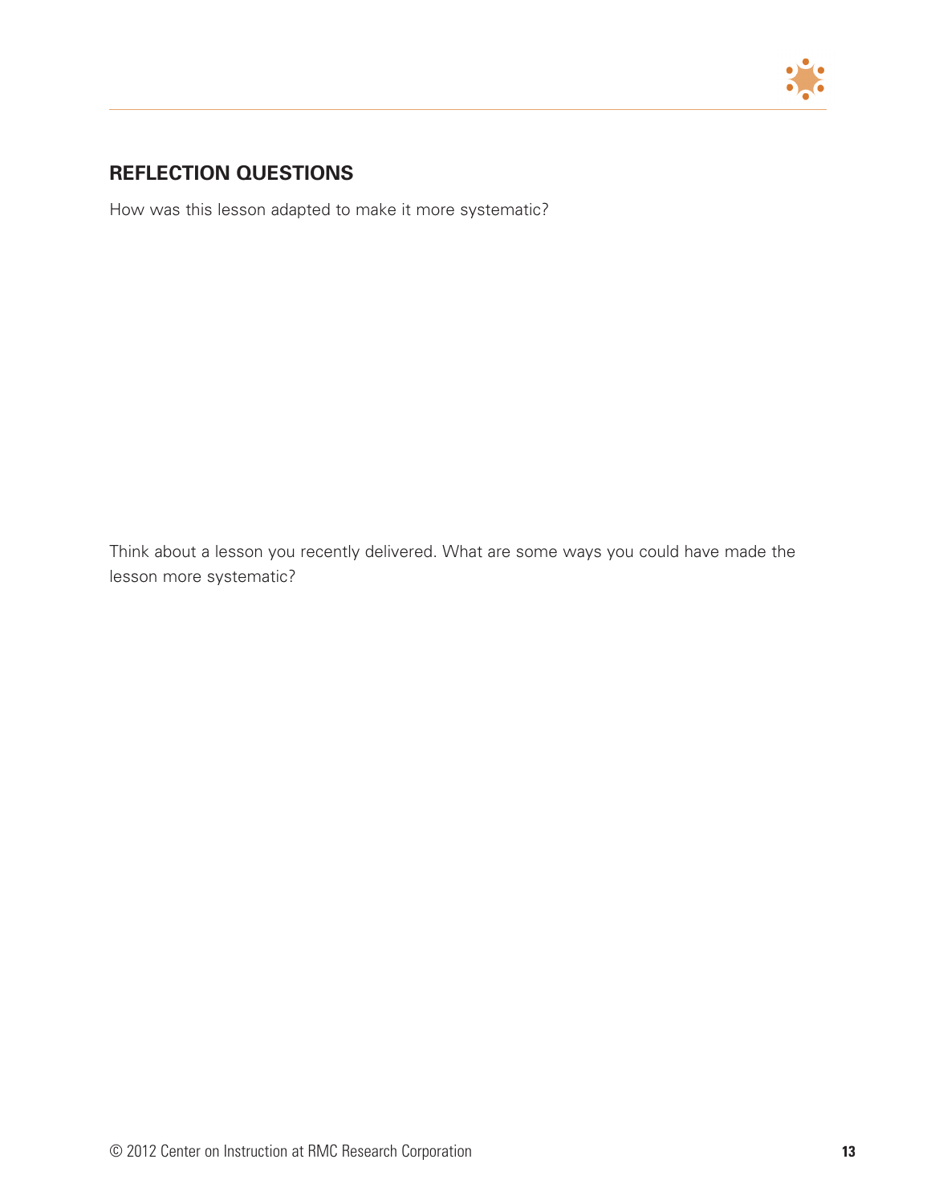## REFLECTION QUESTIONS

How was this lesson adapted to make it more systematic?

Think about a lesson you recently delivered. What are some ways you could have made the lesson more systematic?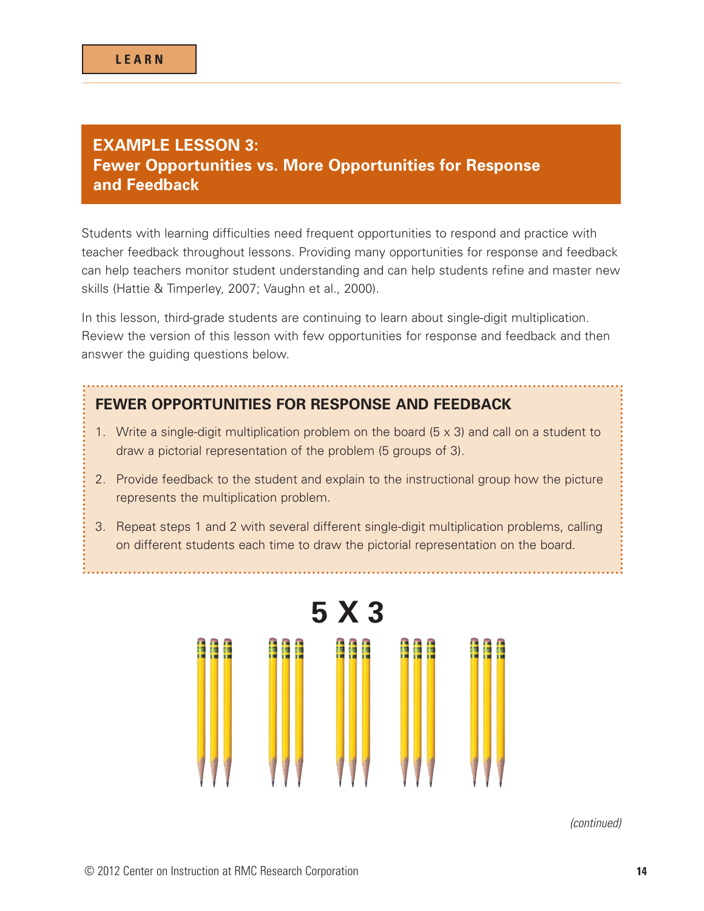LEARN

## EXAMPLE LESSON 3: Fewer Opportunities vs. More Opportunities for Response and Feedback

Students with learning difficulties need frequent opportunities to respond and practice with teacher feedback throughout lessons. Providing many opportunities for response and feedback can help teachers monitor student understanding and can help students refine and master new skills (Hattie & Timperley, 2007; Vaughn et al., 2000).

In this lesson, third-grade students are continuing to learn about single-digit multiplication. Review the version of this lesson with few opportunities for response and feedback and then answer the guiding questions below.

### FEWER OPPORTUNITIES FOR RESPONSE AND FEEDBACK

1. Write a single-digit multiplication problem on the board (5 x 3) and call on a student to draw a pictorial representation of the problem (5 groups of 3).
2. Provide feedback to the student and explain to the instructional group how the picture represents the multiplication problem.
3. Repeat steps 1 and 2 with several different single-digit multiplication problems, calling on different students each time to draw the pictorial representation on the board.

**5 X 3**

*(continued)*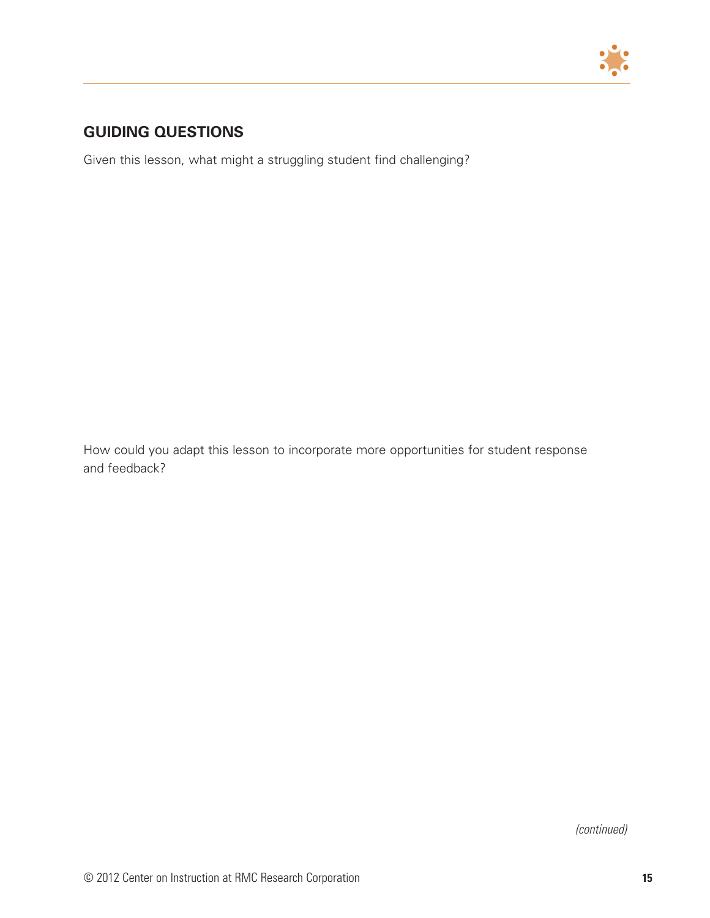## GUIDING QUESTIONS

Given this lesson, what might a struggling student find challenging?

How could you adapt this lesson to incorporate more opportunities for student response and feedback?

*(continued)*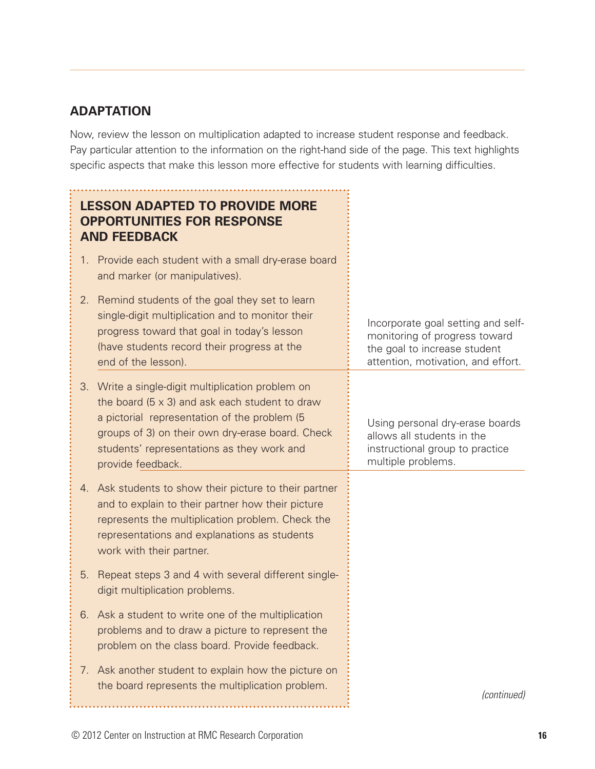## ADAPTATION

Now, review the lesson on multiplication adapted to increase student response and feedback. Pay particular attention to the information on the right-hand side of the page. This text highlights specific aspects that make this lesson more effective for students with learning difficulties.

| LESSON ADAPTED TO PROVIDE MORE OPPORTUNITIES FOR RESPONSE AND FEEDBACK | |
|---|---|
| 1. Provide each student with a small dry-erase board and marker (or manipulatives). | |
| 2. Remind students of the goal they set to learn single-digit multiplication and to monitor their progress toward that goal in today's lesson (have students record their progress at the end of the lesson). | Incorporate goal setting and self-monitoring of progress toward the goal to increase student attention, motivation, and effort. |
| 3. Write a single-digit multiplication problem on the board (5 x 3) and ask each student to draw a pictorial representation of the problem (5 groups of 3) on their own dry-erase board. Check students' representations as they work and provide feedback. | Using personal dry-erase boards allows all students in the instructional group to practice multiple problems. |
| 4. Ask students to show their picture to their partner and to explain to their partner how their picture represents the multiplication problem. Check the representations and explanations as students work with their partner. | |
| 5. Repeat steps 3 and 4 with several different single-digit multiplication problems. | |
| 6. Ask a student to write one of the multiplication problems and to draw a picture to represent the problem on the class board. Provide feedback. | |
| 7. Ask another student to explain how the picture on the board represents the multiplication problem. | |

*(continued)*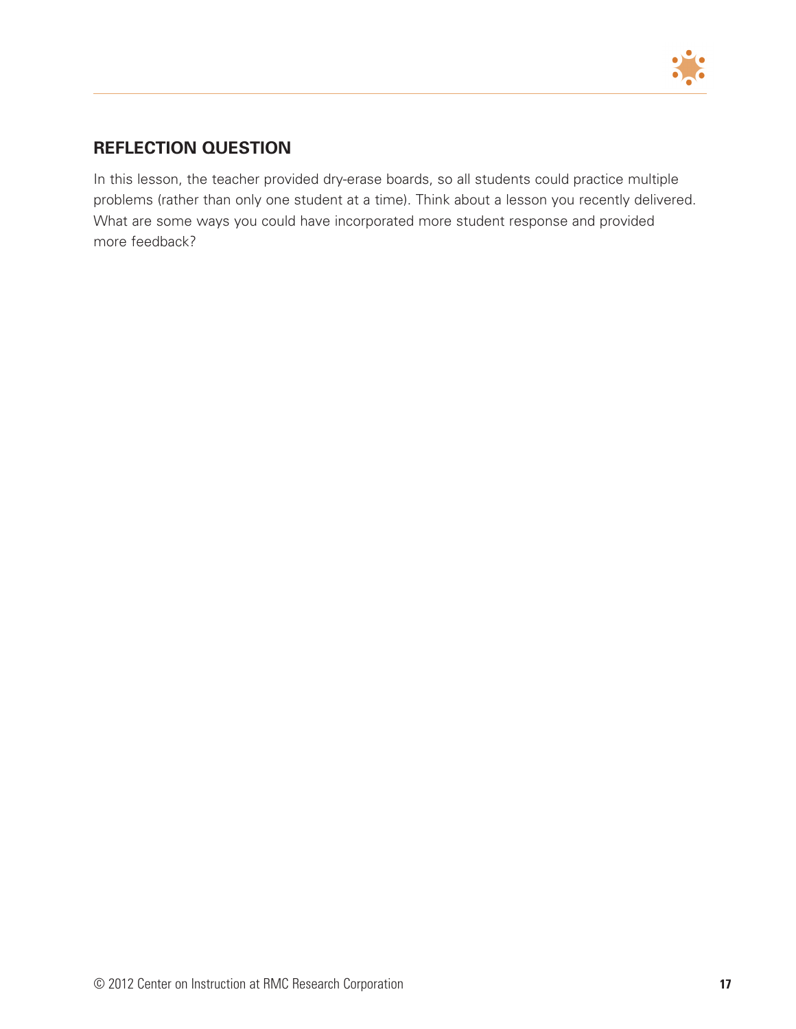## REFLECTION QUESTION

In this lesson, the teacher provided dry-erase boards, so all students could practice multiple problems (rather than only one student at a time). Think about a lesson you recently delivered. What are some ways you could have incorporated more student response and provided more feedback?

© 2012 Center on Instruction at RMC Research Corporation